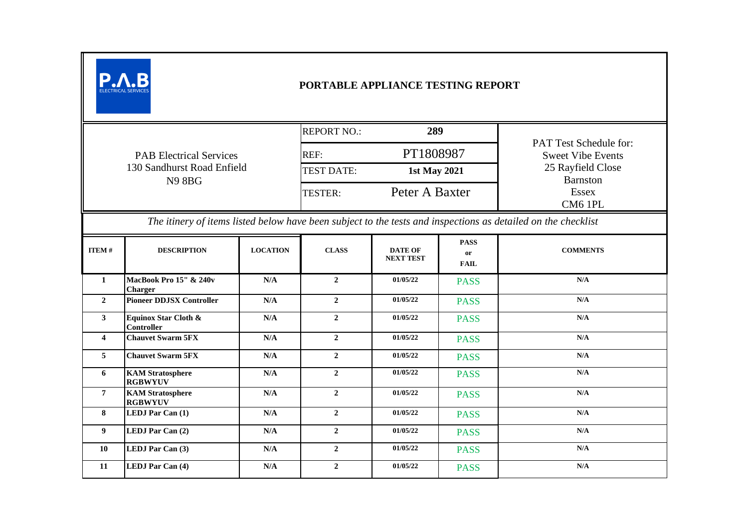# PORTABLE APPLIANCE TESTING REPORT

PAB Electrical Services
130 Sandhurst Road Enfield
N9 8BG

| | |
|---|---|
| REPORT NO.: | 289 |
| REF: | PT1808987 |
| TEST DATE: | 1st May 2021 |
| TESTER: | Peter A Baxter |

PAT Test Schedule for:
Sweet Vibe Events
25 Rayfield Close
Barnston
Essex
CM6 1PL

*The itinery of items listed below have been subject to the tests and inspections as detailed on the checklist*

| ITEM # | DESCRIPTION | LOCATION | CLASS | DATE OF NEXT TEST | PASS or FAIL | COMMENTS |
|---|---|---|---|---|---|---|
| 1 | MacBook Pro 15" & 240v Charger | N/A | 2 | 01/05/22 | PASS | N/A |
| 2 | Pioneer DDJSX Controller | N/A | 2 | 01/05/22 | PASS | N/A |
| 3 | Equinox Star Cloth & Controller | N/A | 2 | 01/05/22 | PASS | N/A |
| 4 | Chauvet Swarm 5FX | N/A | 2 | 01/05/22 | PASS | N/A |
| 5 | Chauvet Swarm 5FX | N/A | 2 | 01/05/22 | PASS | N/A |
| 6 | KAM Stratosphere RGBWYUV | N/A | 2 | 01/05/22 | PASS | N/A |
| 7 | KAM Stratosphere RGBWYUV | N/A | 2 | 01/05/22 | PASS | N/A |
| 8 | LEDJ Par Can (1) | N/A | 2 | 01/05/22 | PASS | N/A |
| 9 | LEDJ Par Can (2) | N/A | 2 | 01/05/22 | PASS | N/A |
| 10 | LEDJ Par Can (3) | N/A | 2 | 01/05/22 | PASS | N/A |
| 11 | LEDJ Par Can (4) | N/A | 2 | 01/05/22 | PASS | N/A |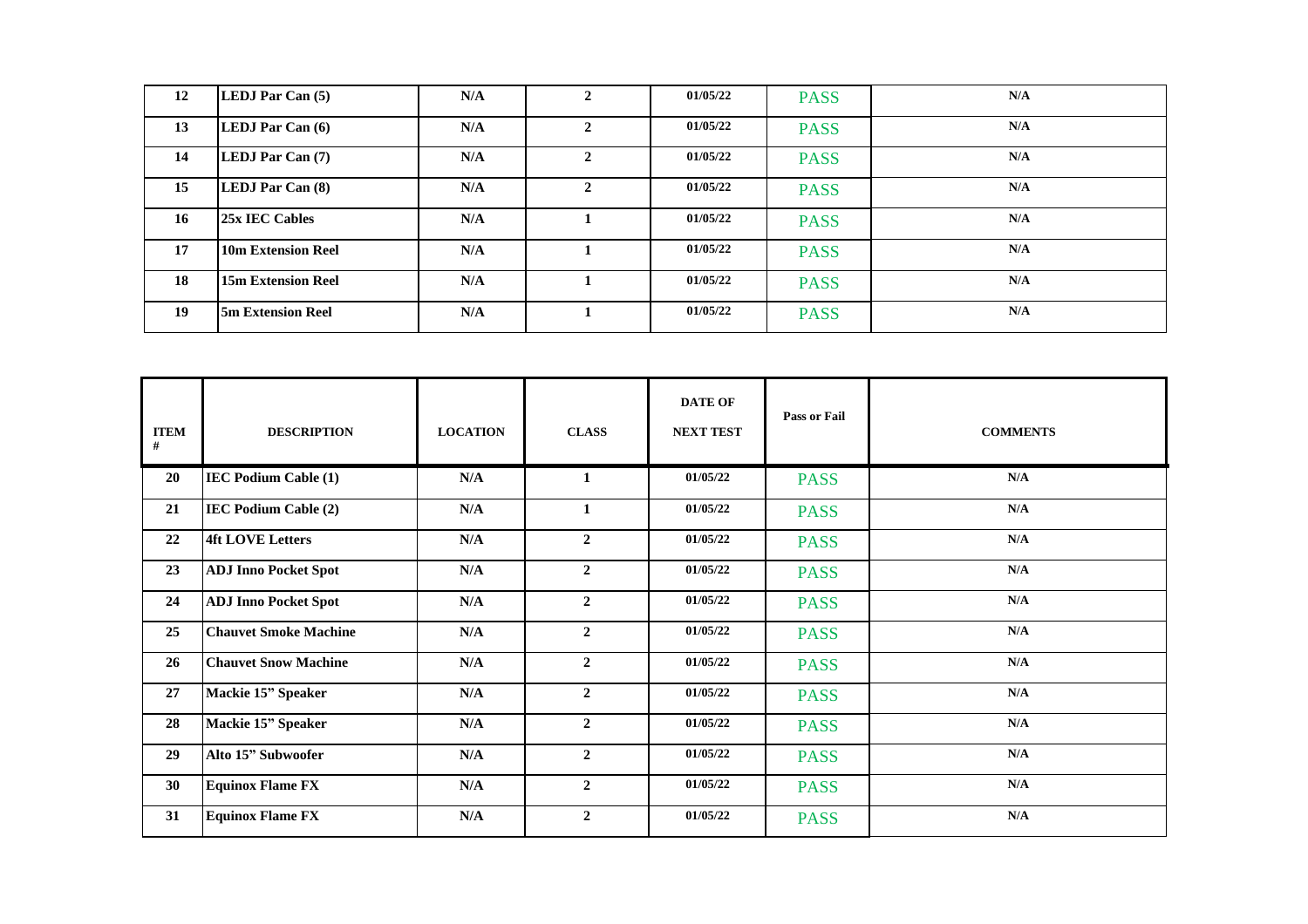| ITEM # | DESCRIPTION | LOCATION | CLASS | DATE OF NEXT TEST | Pass or Fail | COMMENTS |
|---|---|---|---|---|---|---|
| 12 | **LEDJ Par Can (5)** | N/A | 2 | 01/05/22 | PASS | N/A |
| 13 | **LEDJ Par Can (6)** | N/A | 2 | 01/05/22 | PASS | N/A |
| 14 | **LEDJ Par Can (7)** | N/A | 2 | 01/05/22 | PASS | N/A |
| 15 | **LEDJ Par Can (8)** | N/A | 2 | 01/05/22 | PASS | N/A |
| 16 | **25x IEC Cables** | N/A | 1 | 01/05/22 | PASS | N/A |
| 17 | **10m Extension Reel** | N/A | 1 | 01/05/22 | PASS | N/A |
| 18 | **15m Extension Reel** | N/A | 1 | 01/05/22 | PASS | N/A |
| 19 | **5m Extension Reel** | N/A | 1 | 01/05/22 | PASS | N/A |

| ITEM # | DESCRIPTION | LOCATION | CLASS | DATE OF NEXT TEST | Pass or Fail | COMMENTS |
|---|---|---|---|---|---|---|
| 20 | **IEC Podium Cable (1)** | N/A | 1 | 01/05/22 | PASS | N/A |
| 21 | **IEC Podium Cable (2)** | N/A | 1 | 01/05/22 | PASS | N/A |
| 22 | **4ft LOVE Letters** | N/A | 2 | 01/05/22 | PASS | N/A |
| 23 | **ADJ Inno Pocket Spot** | N/A | 2 | 01/05/22 | PASS | N/A |
| 24 | **ADJ Inno Pocket Spot** | N/A | 2 | 01/05/22 | PASS | N/A |
| 25 | **Chauvet Smoke Machine** | N/A | 2 | 01/05/22 | PASS | N/A |
| 26 | **Chauvet Snow Machine** | N/A | 2 | 01/05/22 | PASS | N/A |
| 27 | **Mackie 15" Speaker** | N/A | 2 | 01/05/22 | PASS | N/A |
| 28 | **Mackie 15" Speaker** | N/A | 2 | 01/05/22 | PASS | N/A |
| 29 | **Alto 15" Subwoofer** | N/A | 2 | 01/05/22 | PASS | N/A |
| 30 | **Equinox Flame FX** | N/A | 2 | 01/05/22 | PASS | N/A |
| 31 | **Equinox Flame FX** | N/A | 2 | 01/05/22 | PASS | N/A |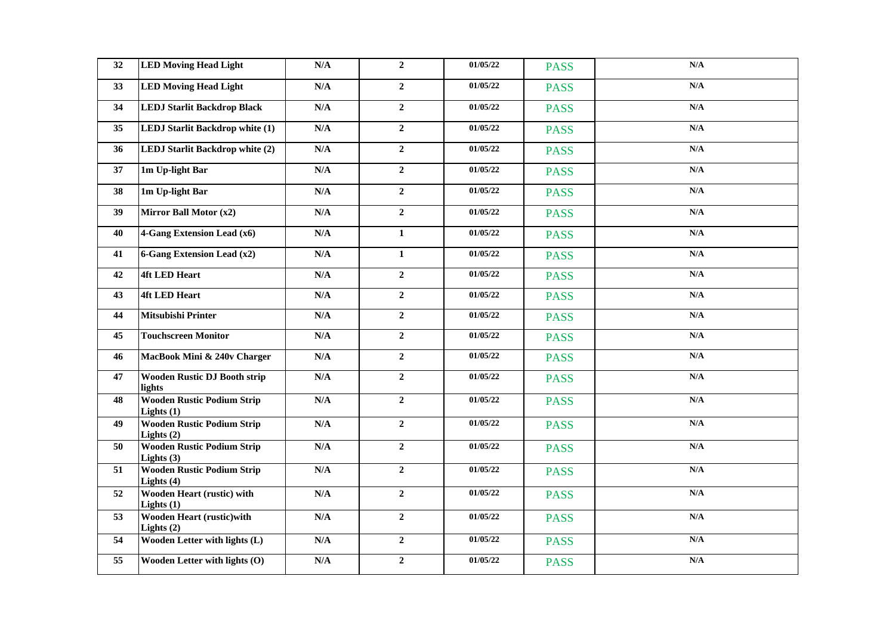| 32 | LED Moving Head Light | N/A | 2 | 01/05/22 | PASS | N/A |
|---|---|---|---|---|---|---|
| 33 | LED Moving Head Light | N/A | 2 | 01/05/22 | PASS | N/A |
| 34 | LEDJ Starlit Backdrop Black | N/A | 2 | 01/05/22 | PASS | N/A |
| 35 | LEDJ Starlit Backdrop white (1) | N/A | 2 | 01/05/22 | PASS | N/A |
| 36 | LEDJ Starlit Backdrop white (2) | N/A | 2 | 01/05/22 | PASS | N/A |
| 37 | 1m Up-light Bar | N/A | 2 | 01/05/22 | PASS | N/A |
| 38 | 1m Up-light Bar | N/A | 2 | 01/05/22 | PASS | N/A |
| 39 | Mirror Ball Motor (x2) | N/A | 2 | 01/05/22 | PASS | N/A |
| 40 | 4-Gang Extension Lead (x6) | N/A | 1 | 01/05/22 | PASS | N/A |
| 41 | 6-Gang Extension Lead (x2) | N/A | 1 | 01/05/22 | PASS | N/A |
| 42 | 4ft LED Heart | N/A | 2 | 01/05/22 | PASS | N/A |
| 43 | 4ft LED Heart | N/A | 2 | 01/05/22 | PASS | N/A |
| 44 | Mitsubishi Printer | N/A | 2 | 01/05/22 | PASS | N/A |
| 45 | Touchscreen Monitor | N/A | 2 | 01/05/22 | PASS | N/A |
| 46 | MacBook Mini & 240v Charger | N/A | 2 | 01/05/22 | PASS | N/A |
| 47 | Wooden Rustic DJ Booth strip lights | N/A | 2 | 01/05/22 | PASS | N/A |
| 48 | Wooden Rustic Podium Strip Lights (1) | N/A | 2 | 01/05/22 | PASS | N/A |
| 49 | Wooden Rustic Podium Strip Lights (2) | N/A | 2 | 01/05/22 | PASS | N/A |
| 50 | Wooden Rustic Podium Strip Lights (3) | N/A | 2 | 01/05/22 | PASS | N/A |
| 51 | Wooden Rustic Podium Strip Lights (4) | N/A | 2 | 01/05/22 | PASS | N/A |
| 52 | Wooden Heart (rustic) with Lights (1) | N/A | 2 | 01/05/22 | PASS | N/A |
| 53 | Wooden Heart (rustic)with Lights (2) | N/A | 2 | 01/05/22 | PASS | N/A |
| 54 | Wooden Letter with lights (L) | N/A | 2 | 01/05/22 | PASS | N/A |
| 55 | Wooden Letter with lights (O) | N/A | 2 | 01/05/22 | PASS | N/A |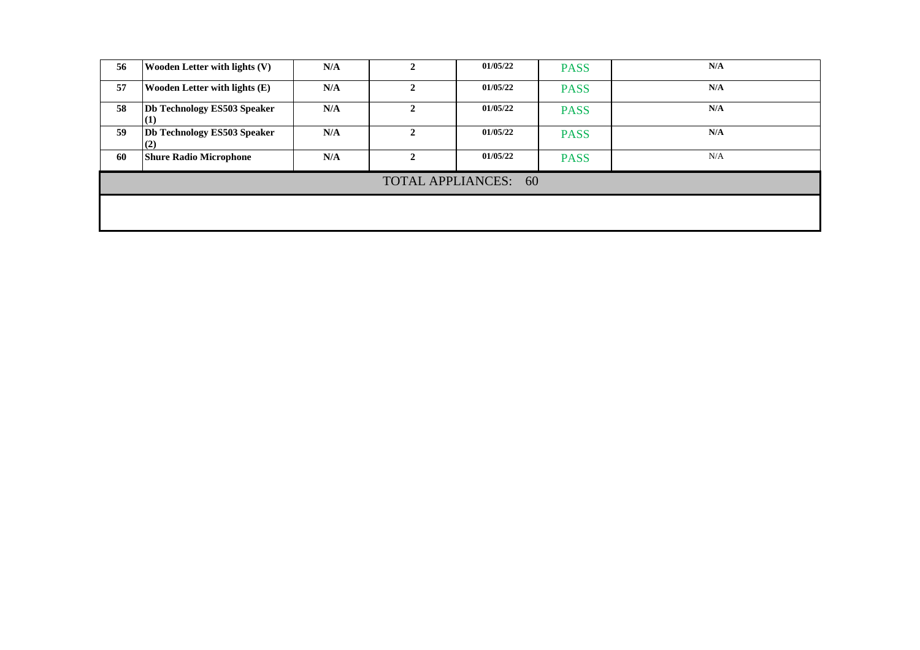| | | | | | | |
|---|---|---|---|---|---|---|
| 56 | **Wooden Letter with lights (V)** | **N/A** | **2** | **01/05/22** | PASS | **N/A** |
| 57 | **Wooden Letter with lights (E)** | **N/A** | **2** | **01/05/22** | PASS | **N/A** |
| 58 | **Db Technology ES503 Speaker (1)** | **N/A** | **2** | **01/05/22** | PASS | **N/A** |
| 59 | **Db Technology ES503 Speaker (2)** | **N/A** | **2** | **01/05/22** | PASS | **N/A** |
| 60 | **Shure Radio Microphone** | **N/A** | **2** | **01/05/22** | PASS | N/A |
| TOTAL APPLIANCES: 60 | | | | | | |